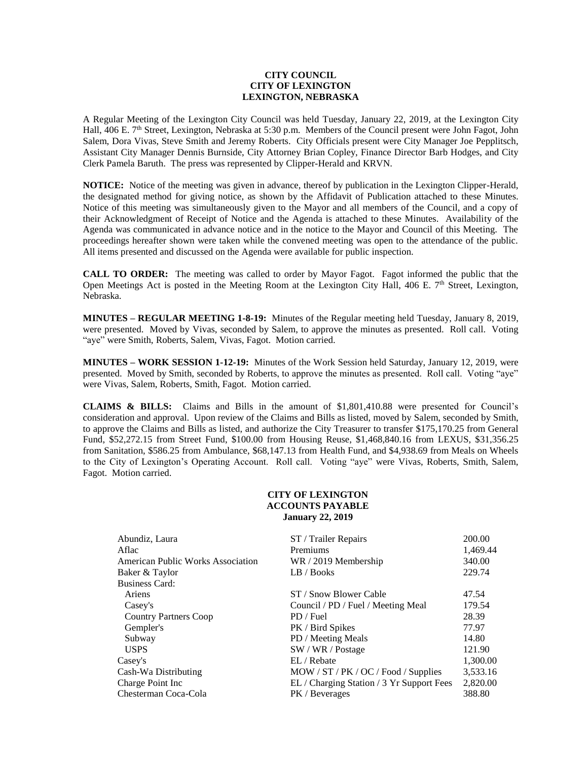**CITY COUNCIL**
**CITY OF LEXINGTON**
**LEXINGTON, NEBRASKA**

A Regular Meeting of the Lexington City Council was held Tuesday, January 22, 2019, at the Lexington City Hall, 406 E. 7th Street, Lexington, Nebraska at 5:30 p.m. Members of the Council present were John Fagot, John Salem, Dora Vivas, Steve Smith and Jeremy Roberts. City Officials present were City Manager Joe Pepplitsch, Assistant City Manager Dennis Burnside, City Attorney Brian Copley, Finance Director Barb Hodges, and City Clerk Pamela Baruth. The press was represented by Clipper-Herald and KRVN.

**NOTICE:** Notice of the meeting was given in advance, thereof by publication in the Lexington Clipper-Herald, the designated method for giving notice, as shown by the Affidavit of Publication attached to these Minutes. Notice of this meeting was simultaneously given to the Mayor and all members of the Council, and a copy of their Acknowledgment of Receipt of Notice and the Agenda is attached to these Minutes. Availability of the Agenda was communicated in advance notice and in the notice to the Mayor and Council of this Meeting. The proceedings hereafter shown were taken while the convened meeting was open to the attendance of the public. All items presented and discussed on the Agenda were available for public inspection.

**CALL TO ORDER:** The meeting was called to order by Mayor Fagot. Fagot informed the public that the Open Meetings Act is posted in the Meeting Room at the Lexington City Hall, 406 E. 7th Street, Lexington, Nebraska.

**MINUTES – REGULAR MEETING 1-8-19:** Minutes of the Regular meeting held Tuesday, January 8, 2019, were presented. Moved by Vivas, seconded by Salem, to approve the minutes as presented. Roll call. Voting "aye" were Smith, Roberts, Salem, Vivas, Fagot. Motion carried.

**MINUTES – WORK SESSION 1-12-19:** Minutes of the Work Session held Saturday, January 12, 2019, were presented. Moved by Smith, seconded by Roberts, to approve the minutes as presented. Roll call. Voting "aye" were Vivas, Salem, Roberts, Smith, Fagot. Motion carried.

**CLAIMS & BILLS:** Claims and Bills in the amount of $1,801,410.88 were presented for Council's consideration and approval. Upon review of the Claims and Bills as listed, moved by Salem, seconded by Smith, to approve the Claims and Bills as listed, and authorize the City Treasurer to transfer $175,170.25 from General Fund, $52,272.15 from Street Fund, $100.00 from Housing Reuse, $1,468,840.16 from LEXUS, $31,356.25 from Sanitation, $586.25 from Ambulance, $68,147.13 from Health Fund, and $4,938.69 from Meals on Wheels to the City of Lexington's Operating Account. Roll call. Voting "aye" were Vivas, Roberts, Smith, Salem, Fagot. Motion carried.

**CITY OF LEXINGTON**
**ACCOUNTS PAYABLE**
**January 22, 2019**

| | | |
|---|---|---|
| Abundiz, Laura | ST / Trailer Repairs | 200.00 |
| Aflac | Premiums | 1,469.44 |
| American Public Works Association | WR / 2019 Membership | 340.00 |
| Baker & Taylor | LB / Books | 229.74 |
| Business Card: | | |
| Ariens | ST / Snow Blower Cable | 47.54 |
| Casey's | Council / PD / Fuel / Meeting Meal | 179.54 |
| Country Partners Coop | PD / Fuel | 28.39 |
| Gempler's | PK / Bird Spikes | 77.97 |
| Subway | PD / Meeting Meals | 14.80 |
| USPS | SW / WR / Postage | 121.90 |
| Casey's | EL / Rebate | 1,300.00 |
| Cash-Wa Distributing | MOW / ST / PK / OC / Food / Supplies | 3,533.16 |
| Charge Point Inc | EL / Charging Station / 3 Yr Support Fees | 2,820.00 |
| Chesterman Coca-Cola | PK / Beverages | 388.80 |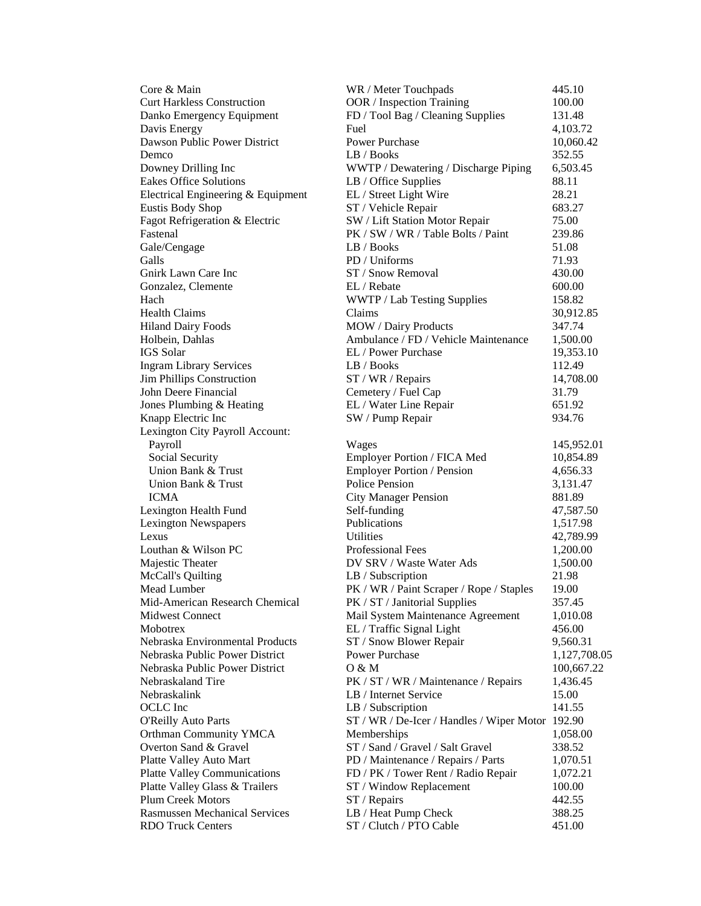| | | |
|---|---|---|
| Core & Main | WR / Meter Touchpads | 445.10 |
| Curt Harkless Construction | OOR / Inspection Training | 100.00 |
| Danko Emergency Equipment | FD / Tool Bag / Cleaning Supplies | 131.48 |
| Davis Energy | Fuel | 4,103.72 |
| Dawson Public Power District | Power Purchase | 10,060.42 |
| Demco | LB / Books | 352.55 |
| Downey Drilling Inc | WWTP / Dewatering / Discharge Piping | 6,503.45 |
| Eakes Office Solutions | LB / Office Supplies | 88.11 |
| Electrical Engineering & Equipment | EL / Street Light Wire | 28.21 |
| Eustis Body Shop | ST / Vehicle Repair | 683.27 |
| Fagot Refrigeration & Electric | SW / Lift Station Motor Repair | 75.00 |
| Fastenal | PK / SW / WR / Table Bolts / Paint | 239.86 |
| Gale/Cengage | LB / Books | 51.08 |
| Galls | PD / Uniforms | 71.93 |
| Gnirk Lawn Care Inc | ST / Snow Removal | 430.00 |
| Gonzalez, Clemente | EL / Rebate | 600.00 |
| Hach | WWTP / Lab Testing Supplies | 158.82 |
| Health Claims | Claims | 30,912.85 |
| Hiland Dairy Foods | MOW / Dairy Products | 347.74 |
| Holbein, Dahlas | Ambulance / FD / Vehicle Maintenance | 1,500.00 |
| IGS Solar | EL / Power Purchase | 19,353.10 |
| Ingram Library Services | LB / Books | 112.49 |
| Jim Phillips Construction | ST / WR / Repairs | 14,708.00 |
| John Deere Financial | Cemetery / Fuel Cap | 31.79 |
| Jones Plumbing & Heating | EL / Water Line Repair | 651.92 |
| Knapp Electric Inc | SW / Pump Repair | 934.76 |
| Lexington City Payroll Account: | | |
| Payroll | Wages | 145,952.01 |
| Social Security | Employer Portion / FICA Med | 10,854.89 |
| Union Bank & Trust | Employer Portion / Pension | 4,656.33 |
| Union Bank & Trust | Police Pension | 3,131.47 |
| ICMA | City Manager Pension | 881.89 |
| Lexington Health Fund | Self-funding | 47,587.50 |
| Lexington Newspapers | Publications | 1,517.98 |
| Lexus | Utilities | 42,789.99 |
| Louthan & Wilson PC | Professional Fees | 1,200.00 |
| Majestic Theater | DV SRV / Waste Water Ads | 1,500.00 |
| McCall's Quilting | LB / Subscription | 21.98 |
| Mead Lumber | PK / WR / Paint Scraper / Rope / Staples | 19.00 |
| Mid-American Research Chemical | PK / ST / Janitorial Supplies | 357.45 |
| Midwest Connect | Mail System Maintenance Agreement | 1,010.08 |
| Mobotrex | EL / Traffic Signal Light | 456.00 |
| Nebraska Environmental Products | ST / Snow Blower Repair | 9,560.31 |
| Nebraska Public Power District | Power Purchase | 1,127,708.05 |
| Nebraska Public Power District | O & M | 100,667.22 |
| Nebraskaland Tire | PK / ST / WR / Maintenance / Repairs | 1,436.45 |
| Nebraskalink | LB / Internet Service | 15.00 |
| OCLC Inc | LB / Subscription | 141.55 |
| O'Reilly Auto Parts | ST / WR / De-Icer / Handles / Wiper Motor | 192.90 |
| Orthman Community YMCA | Memberships | 1,058.00 |
| Overton Sand & Gravel | ST / Sand / Gravel / Salt Gravel | 338.52 |
| Platte Valley Auto Mart | PD / Maintenance / Repairs / Parts | 1,070.51 |
| Platte Valley Communications | FD / PK / Tower Rent / Radio Repair | 1,072.21 |
| Platte Valley Glass & Trailers | ST / Window Replacement | 100.00 |
| Plum Creek Motors | ST / Repairs | 442.55 |
| Rasmussen Mechanical Services | LB / Heat Pump Check | 388.25 |
| RDO Truck Centers | ST / Clutch / PTO Cable | 451.00 |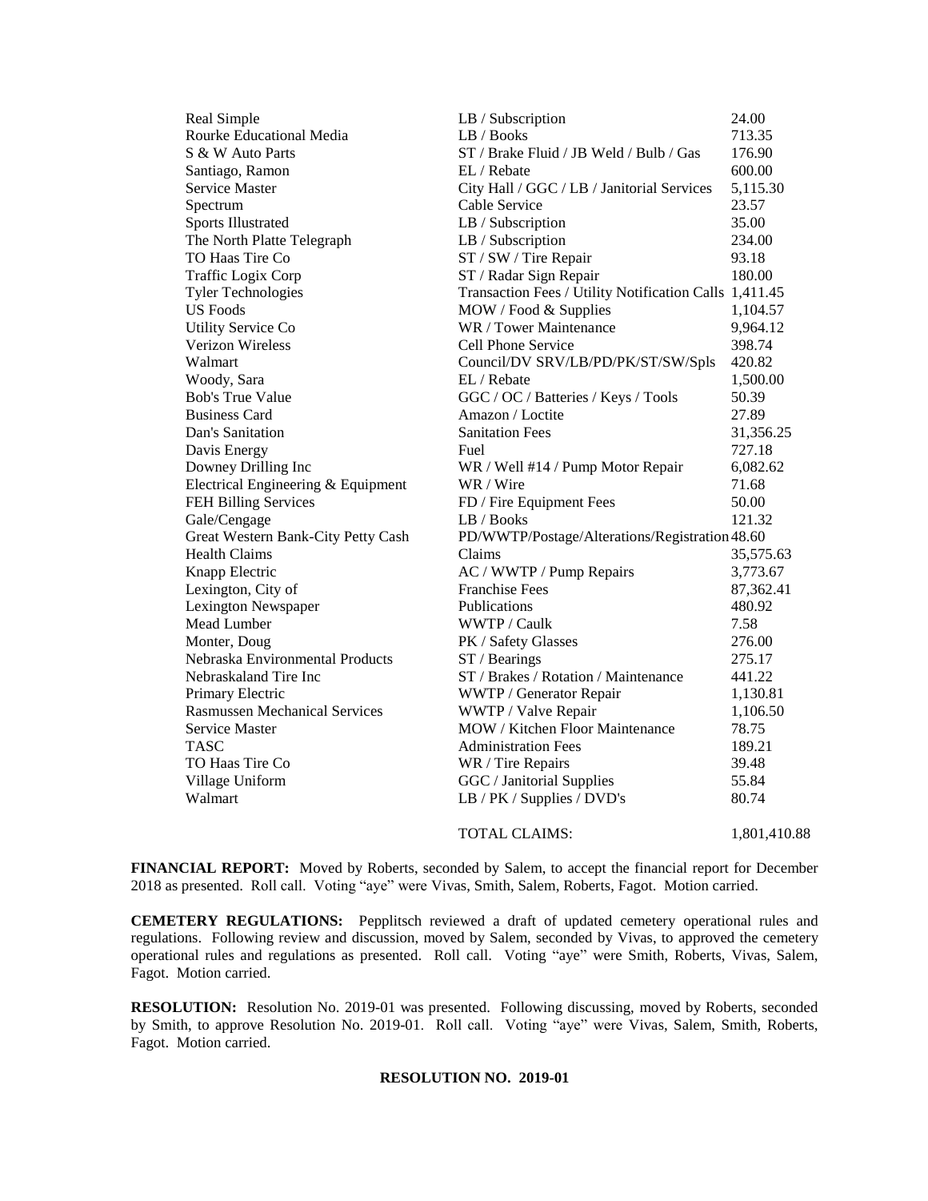| | | |
|---|---|---|
| Real Simple | LB / Subscription | 24.00 |
| Rourke Educational Media | LB / Books | 713.35 |
| S & W Auto Parts | ST / Brake Fluid / JB Weld / Bulb / Gas | 176.90 |
| Santiago, Ramon | EL / Rebate | 600.00 |
| Service Master | City Hall / GGC / LB / Janitorial Services | 5,115.30 |
| Spectrum | Cable Service | 23.57 |
| Sports Illustrated | LB / Subscription | 35.00 |
| The North Platte Telegraph | LB / Subscription | 234.00 |
| TO Haas Tire Co | ST / SW / Tire Repair | 93.18 |
| Traffic Logix Corp | ST / Radar Sign Repair | 180.00 |
| Tyler Technologies | Transaction Fees / Utility Notification Calls | 1,411.45 |
| US Foods | MOW / Food & Supplies | 1,104.57 |
| Utility Service Co | WR / Tower Maintenance | 9,964.12 |
| Verizon Wireless | Cell Phone Service | 398.74 |
| Walmart | Council/DV SRV/LB/PD/PK/ST/SW/Spls | 420.82 |
| Woody, Sara | EL / Rebate | 1,500.00 |
| Bob's True Value | GGC / OC / Batteries / Keys / Tools | 50.39 |
| Business Card | Amazon / Loctite | 27.89 |
| Dan's Sanitation | Sanitation Fees | 31,356.25 |
| Davis Energy | Fuel | 727.18 |
| Downey Drilling Inc | WR / Well #14 / Pump Motor Repair | 6,082.62 |
| Electrical Engineering & Equipment | WR / Wire | 71.68 |
| FEH Billing Services | FD / Fire Equipment Fees | 50.00 |
| Gale/Cengage | LB / Books | 121.32 |
| Great Western Bank-City Petty Cash | PD/WWTP/Postage/Alterations/Registration | 48.60 |
| Health Claims | Claims | 35,575.63 |
| Knapp Electric | AC / WWTP / Pump Repairs | 3,773.67 |
| Lexington, City of | Franchise Fees | 87,362.41 |
| Lexington Newspaper | Publications | 480.92 |
| Mead Lumber | WWTP / Caulk | 7.58 |
| Monter, Doug | PK / Safety Glasses | 276.00 |
| Nebraska Environmental Products | ST / Bearings | 275.17 |
| Nebraskaland Tire Inc | ST / Brakes / Rotation / Maintenance | 441.22 |
| Primary Electric | WWTP / Generator Repair | 1,130.81 |
| Rasmussen Mechanical Services | WWTP / Valve Repair | 1,106.50 |
| Service Master | MOW / Kitchen Floor Maintenance | 78.75 |
| TASC | Administration Fees | 189.21 |
| TO Haas Tire Co | WR / Tire Repairs | 39.48 |
| Village Uniform | GGC / Janitorial Supplies | 55.84 |
| Walmart | LB / PK / Supplies / DVD's | 80.74 |
| | TOTAL CLAIMS: | 1,801,410.88 |

**FINANCIAL REPORT:** Moved by Roberts, seconded by Salem, to accept the financial report for December 2018 as presented. Roll call. Voting "aye" were Vivas, Smith, Salem, Roberts, Fagot. Motion carried.

**CEMETERY REGULATIONS:** Pepplitsch reviewed a draft of updated cemetery operational rules and regulations. Following review and discussion, moved by Salem, seconded by Vivas, to approved the cemetery operational rules and regulations as presented. Roll call. Voting "aye" were Smith, Roberts, Vivas, Salem, Fagot. Motion carried.

**RESOLUTION:** Resolution No. 2019-01 was presented. Following discussing, moved by Roberts, seconded by Smith, to approve Resolution No. 2019-01. Roll call. Voting "aye" were Vivas, Salem, Smith, Roberts, Fagot. Motion carried.

**RESOLUTION NO. 2019-01**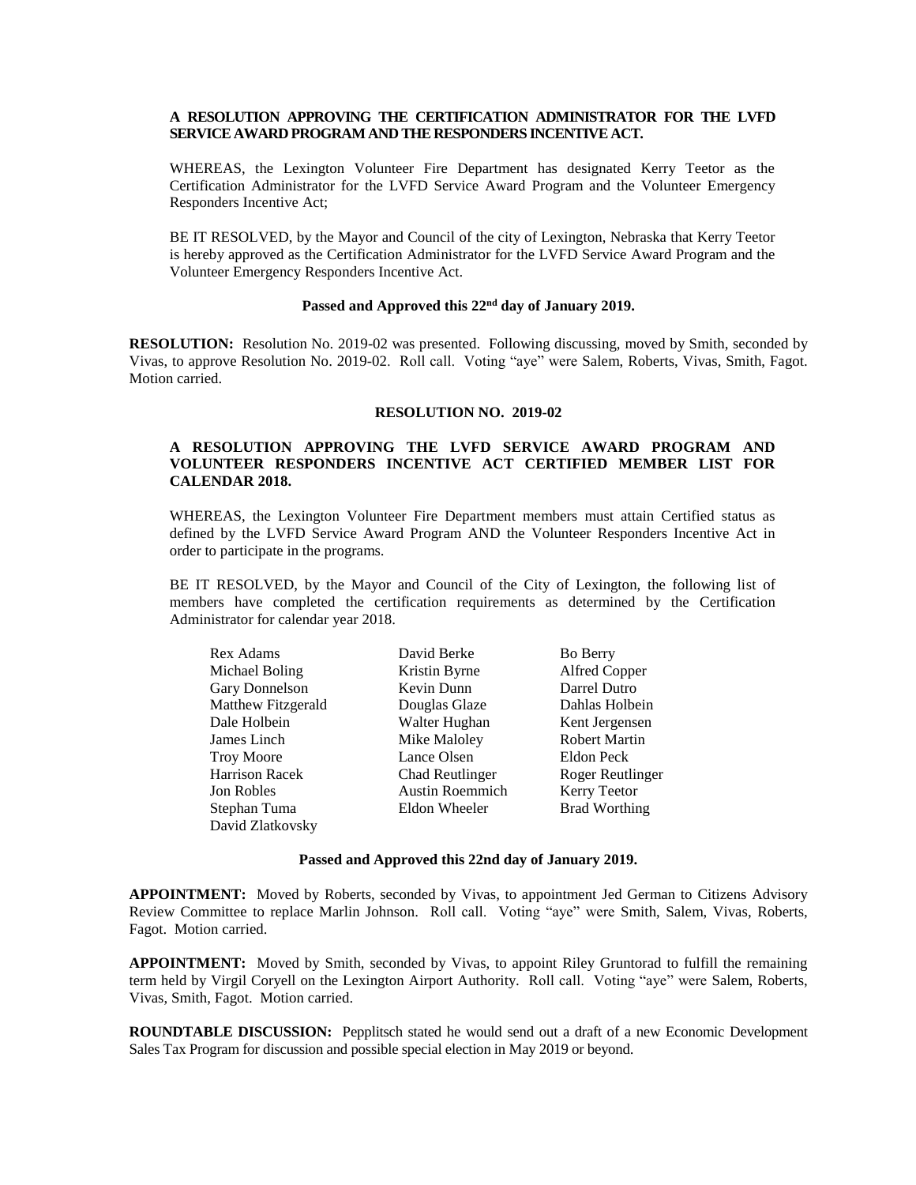**A RESOLUTION APPROVING THE CERTIFICATION ADMINISTRATOR FOR THE LVFD SERVICE AWARD PROGRAM AND THE RESPONDERS INCENTIVE ACT.**

WHEREAS, the Lexington Volunteer Fire Department has designated Kerry Teetor as the Certification Administrator for the LVFD Service Award Program and the Volunteer Emergency Responders Incentive Act;

BE IT RESOLVED, by the Mayor and Council of the city of Lexington, Nebraska that Kerry Teetor is hereby approved as the Certification Administrator for the LVFD Service Award Program and the Volunteer Emergency Responders Incentive Act.

**Passed and Approved this 22nd day of January 2019.**

**RESOLUTION:** Resolution No. 2019-02 was presented. Following discussing, moved by Smith, seconded by Vivas, to approve Resolution No. 2019-02. Roll call. Voting "aye" were Salem, Roberts, Vivas, Smith, Fagot. Motion carried.

**RESOLUTION NO. 2019-02**

**A RESOLUTION APPROVING THE LVFD SERVICE AWARD PROGRAM AND VOLUNTEER RESPONDERS INCENTIVE ACT CERTIFIED MEMBER LIST FOR CALENDAR 2018.**

WHEREAS, the Lexington Volunteer Fire Department members must attain Certified status as defined by the LVFD Service Award Program AND the Volunteer Responders Incentive Act in order to participate in the programs.

BE IT RESOLVED, by the Mayor and Council of the City of Lexington, the following list of members have completed the certification requirements as determined by the Certification Administrator for calendar year 2018.

| | | |
|---|---|---|
| Rex Adams | David Berke | Bo Berry |
| Michael Boling | Kristin Byrne | Alfred Copper |
| Gary Donnelson | Kevin Dunn | Darrel Dutro |
| Matthew Fitzgerald | Douglas Glaze | Dahlas Holbein |
| Dale Holbein | Walter Hughan | Kent Jergensen |
| James Linch | Mike Maloley | Robert Martin |
| Troy Moore | Lance Olsen | Eldon Peck |
| Harrison Racek | Chad Reutlinger | Roger Reutlinger |
| Jon Robles | Austin Roemmich | Kerry Teetor |
| Stephan Tuma | Eldon Wheeler | Brad Worthing |
| David Zlatkovsky | | |

**Passed and Approved this 22nd day of January 2019.**

**APPOINTMENT:** Moved by Roberts, seconded by Vivas, to appointment Jed German to Citizens Advisory Review Committee to replace Marlin Johnson. Roll call. Voting "aye" were Smith, Salem, Vivas, Roberts, Fagot. Motion carried.

**APPOINTMENT:** Moved by Smith, seconded by Vivas, to appoint Riley Gruntorad to fulfill the remaining term held by Virgil Coryell on the Lexington Airport Authority. Roll call. Voting "aye" were Salem, Roberts, Vivas, Smith, Fagot. Motion carried.

**ROUNDTABLE DISCUSSION:** Pepplitsch stated he would send out a draft of a new Economic Development Sales Tax Program for discussion and possible special election in May 2019 or beyond.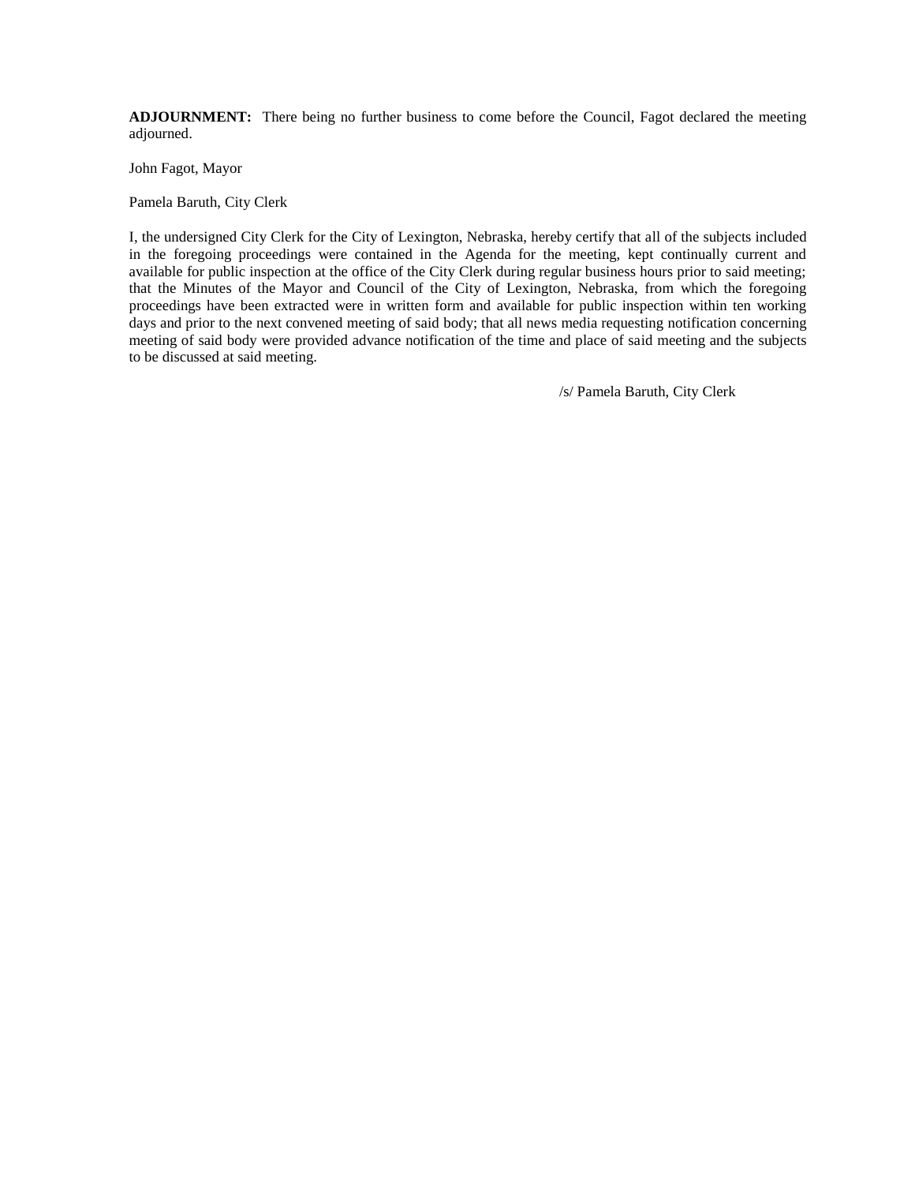**ADJOURNMENT:** There being no further business to come before the Council, Fagot declared the meeting adjourned.

John Fagot, Mayor

Pamela Baruth, City Clerk

I, the undersigned City Clerk for the City of Lexington, Nebraska, hereby certify that all of the subjects included in the foregoing proceedings were contained in the Agenda for the meeting, kept continually current and available for public inspection at the office of the City Clerk during regular business hours prior to said meeting; that the Minutes of the Mayor and Council of the City of Lexington, Nebraska, from which the foregoing proceedings have been extracted were in written form and available for public inspection within ten working days and prior to the next convened meeting of said body; that all news media requesting notification concerning meeting of said body were provided advance notification of the time and place of said meeting and the subjects to be discussed at said meeting.

/s/ Pamela Baruth, City Clerk